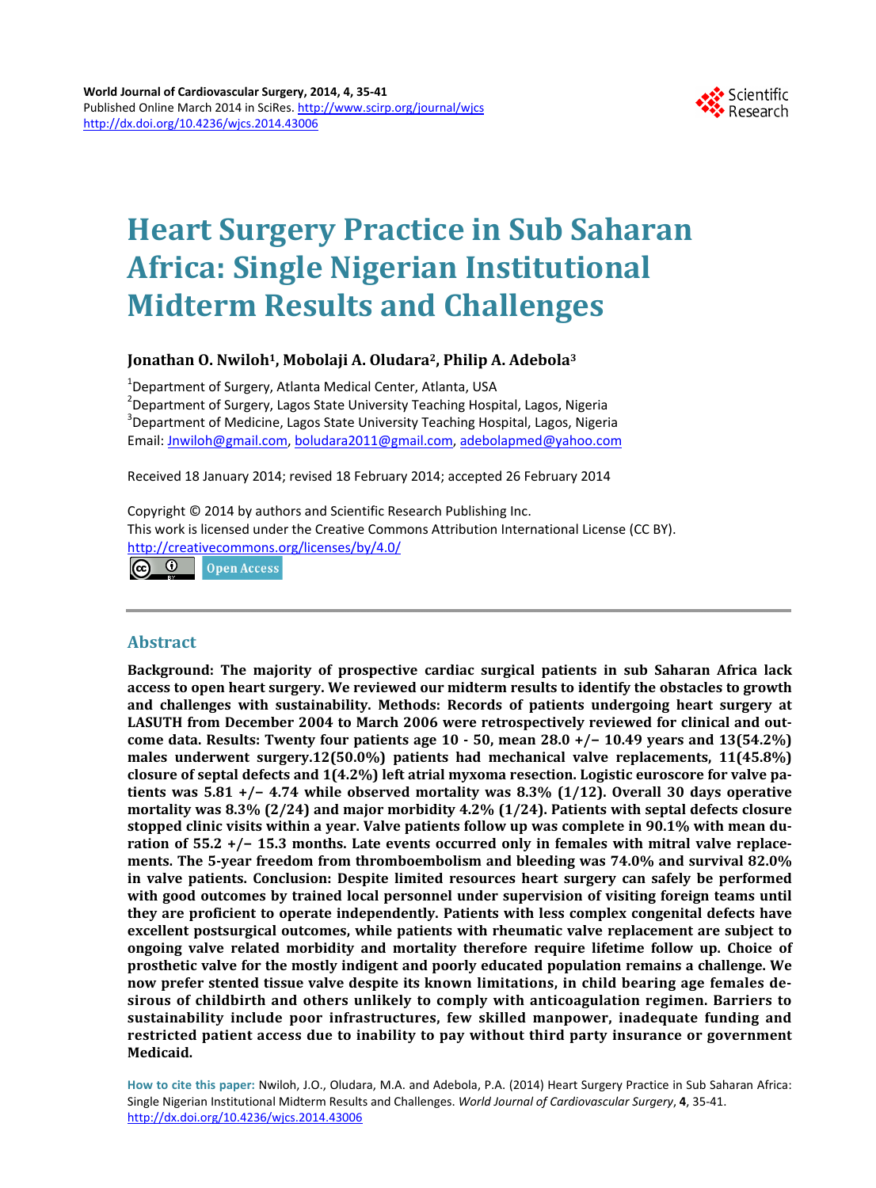World Journal of Cardiovascular Surgery, 2014, 4, 35-41
Published Online March 2014 in SciRes. http://www.scirp.org/journal/wjcs
http://dx.doi.org/10.4236/wjcs.2014.43006

# Heart Surgery Practice in Sub Saharan Africa: Single Nigerian Institutional Midterm Results and Challenges

**Jonathan O. Nwiloh[1], Mobolaji A. Oludara[2], Philip A. Adebola[3]**

[1]Department of Surgery, Atlanta Medical Center, Atlanta, USA
[2]Department of Surgery, Lagos State University Teaching Hospital, Lagos, Nigeria
[3]Department of Medicine, Lagos State University Teaching Hospital, Lagos, Nigeria
Email: Jnwiloh@gmail.com, boludara2011@gmail.com, adebolapmed@yahoo.com

Received 18 January 2014; revised 18 February 2014; accepted 26 February 2014

Copyright © 2014 by authors and Scientific Research Publishing Inc.
This work is licensed under the Creative Commons Attribution International License (CC BY).
http://creativecommons.org/licenses/by/4.0/

Open Access

## Abstract

**Background: The majority of prospective cardiac surgical patients in sub Saharan Africa lack access to open heart surgery. We reviewed our midterm results to identify the obstacles to growth and challenges with sustainability. Methods: Records of patients undergoing heart surgery at LASUTH from December 2004 to March 2006 were retrospectively reviewed for clinical and outcome data. Results: Twenty four patients age 10 - 50, mean 28.0 +/− 10.49 years and 13(54.2%) males underwent surgery.12(50.0%) patients had mechanical valve replacements, 11(45.8%) closure of septal defects and 1(4.2%) left atrial myxoma resection. Logistic euroscore for valve patients was 5.81 +/− 4.74 while observed mortality was 8.3% (1/12). Overall 30 days operative mortality was 8.3% (2/24) and major morbidity 4.2% (1/24). Patients with septal defects closure stopped clinic visits within a year. Valve patients follow up was complete in 90.1% with mean duration of 55.2 +/− 15.3 months. Late events occurred only in females with mitral valve replacements. The 5-year freedom from thromboembolism and bleeding was 74.0% and survival 82.0% in valve patients. Conclusion: Despite limited resources heart surgery can safely be performed with good outcomes by trained local personnel under supervision of visiting foreign teams until they are proficient to operate independently. Patients with less complex congenital defects have excellent postsurgical outcomes, while patients with rheumatic valve replacement are subject to ongoing valve related morbidity and mortality therefore require lifetime follow up. Choice of prosthetic valve for the mostly indigent and poorly educated population remains a challenge. We now prefer stented tissue valve despite its known limitations, in child bearing age females desirous of childbirth and others unlikely to comply with anticoagulation regimen. Barriers to sustainability include poor infrastructures, few skilled manpower, inadequate funding and restricted patient access due to inability to pay without third party insurance or government Medicaid.**

**How to cite this paper:** Nwiloh, J.O., Oludara, M.A. and Adebola, P.A. (2014) Heart Surgery Practice in Sub Saharan Africa: Single Nigerian Institutional Midterm Results and Challenges. *World Journal of Cardiovascular Surgery*, **4**, 35-41. http://dx.doi.org/10.4236/wjcs.2014.43006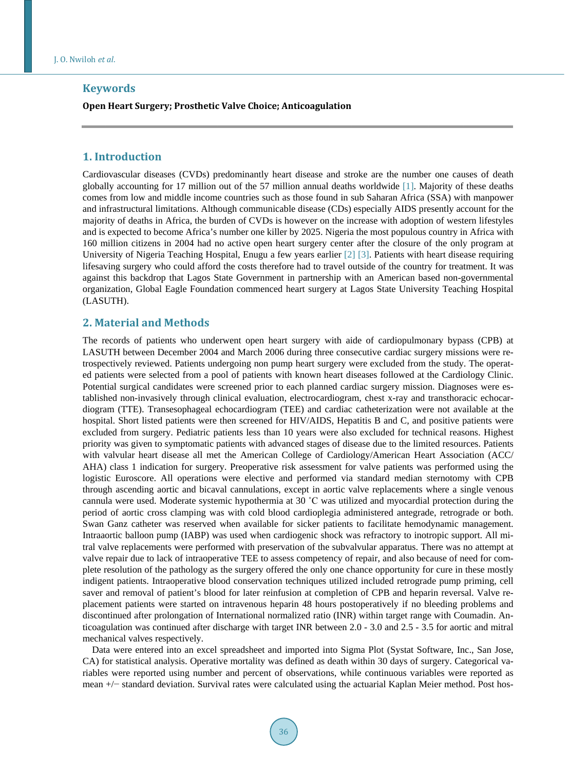## Keywords

**Open Heart Surgery; Prosthetic Valve Choice; Anticoagulation**

## 1. Introduction

Cardiovascular diseases (CVDs) predominantly heart disease and stroke are the number one causes of death globally accounting for 17 million out of the 57 million annual deaths worldwide [1]. Majority of these deaths comes from low and middle income countries such as those found in sub Saharan Africa (SSA) with manpower and infrastructural limitations. Although communicable disease (CDs) especially AIDS presently account for the majority of deaths in Africa, the burden of CVDs is however on the increase with adoption of western lifestyles and is expected to become Africa's number one killer by 2025. Nigeria the most populous country in Africa with 160 million citizens in 2004 had no active open heart surgery center after the closure of the only program at University of Nigeria Teaching Hospital, Enugu a few years earlier [2] [3]. Patients with heart disease requiring lifesaving surgery who could afford the costs therefore had to travel outside of the country for treatment. It was against this backdrop that Lagos State Government in partnership with an American based non-governmental organization, Global Eagle Foundation commenced heart surgery at Lagos State University Teaching Hospital (LASUTH).

## 2. Material and Methods

The records of patients who underwent open heart surgery with aide of cardiopulmonary bypass (CPB) at LASUTH between December 2004 and March 2006 during three consecutive cardiac surgery missions were retrospectively reviewed. Patients undergoing non pump heart surgery were excluded from the study. The operated patients were selected from a pool of patients with known heart diseases followed at the Cardiology Clinic. Potential surgical candidates were screened prior to each planned cardiac surgery mission. Diagnoses were established non-invasively through clinical evaluation, electrocardiogram, chest x-ray and transthoracic echocardiogram (TTE). Transesophageal echocardiogram (TEE) and cardiac catheterization were not available at the hospital. Short listed patients were then screened for HIV/AIDS, Hepatitis B and C, and positive patients were excluded from surgery. Pediatric patients less than 10 years were also excluded for technical reasons. Highest priority was given to symptomatic patients with advanced stages of disease due to the limited resources. Patients with valvular heart disease all met the American College of Cardiology/American Heart Association (ACC/AHA) class 1 indication for surgery. Preoperative risk assessment for valve patients was performed using the logistic Euroscore. All operations were elective and performed via standard median sternotomy with CPB through ascending aortic and bicaval cannulations, except in aortic valve replacements where a single venous cannula were used. Moderate systemic hypothermia at 30 ˚C was utilized and myocardial protection during the period of aortic cross clamping was with cold blood cardioplegia administered antegrade, retrograde or both. Swan Ganz catheter was reserved when available for sicker patients to facilitate hemodynamic management. Intraaortic balloon pump (IABP) was used when cardiogenic shock was refractory to inotropic support. All mitral valve replacements were performed with preservation of the subvalvular apparatus. There was no attempt at valve repair due to lack of intraoperative TEE to assess competency of repair, and also because of need for complete resolution of the pathology as the surgery offered the only one chance opportunity for cure in these mostly indigent patients. Intraoperative blood conservation techniques utilized included retrograde pump priming, cell saver and removal of patient's blood for later reinfusion at completion of CPB and heparin reversal. Valve replacement patients were started on intravenous heparin 48 hours postoperatively if no bleeding problems and discontinued after prolongation of International normalized ratio (INR) within target range with Coumadin. Anticoagulation was continued after discharge with target INR between 2.0 - 3.0 and 2.5 - 3.5 for aortic and mitral mechanical valves respectively.

Data were entered into an excel spreadsheet and imported into Sigma Plot (Systat Software, Inc., San Jose, CA) for statistical analysis. Operative mortality was defined as death within 30 days of surgery. Categorical variables were reported using number and percent of observations, while continuous variables were reported as mean +/− standard deviation. Survival rates were calculated using the actuarial Kaplan Meier method. Post hos-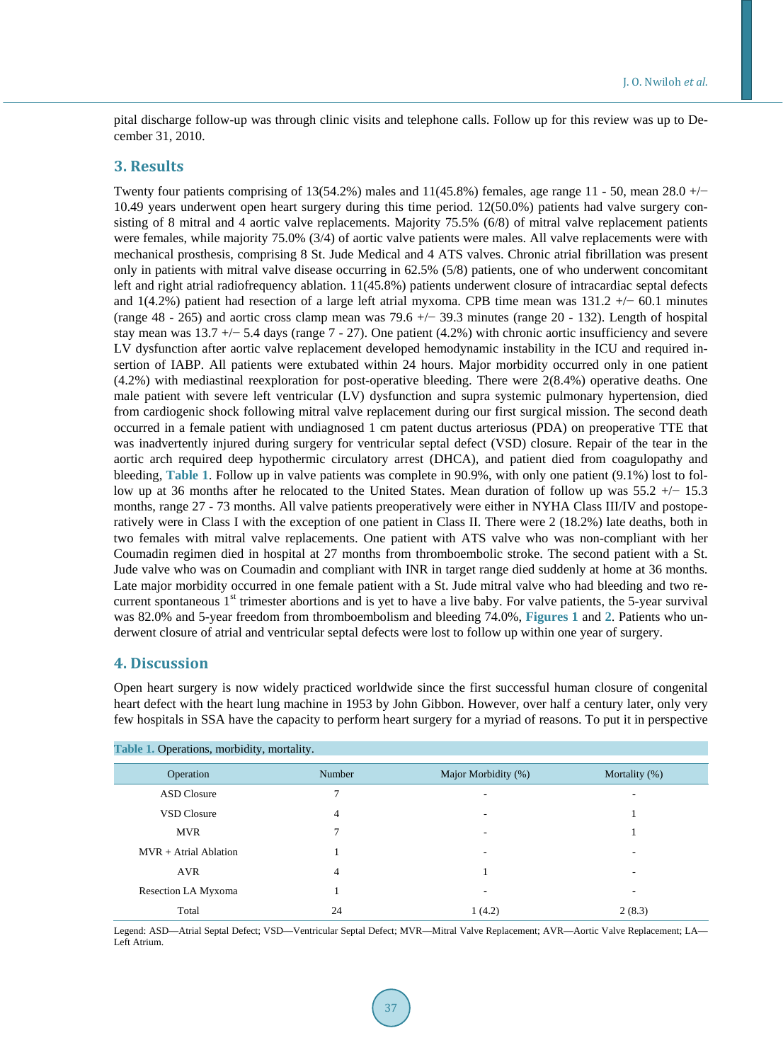pital discharge follow-up was through clinic visits and telephone calls. Follow up for this review was up to December 31, 2010.

## 3. Results

Twenty four patients comprising of 13(54.2%) males and 11(45.8%) females, age range 11 - 50, mean 28.0 +/− 10.49 years underwent open heart surgery during this time period. 12(50.0%) patients had valve surgery consisting of 8 mitral and 4 aortic valve replacements. Majority 75.5% (6/8) of mitral valve replacement patients were females, while majority 75.0% (3/4) of aortic valve patients were males. All valve replacements were with mechanical prosthesis, comprising 8 St. Jude Medical and 4 ATS valves. Chronic atrial fibrillation was present only in patients with mitral valve disease occurring in 62.5% (5/8) patients, one of who underwent concomitant left and right atrial radiofrequency ablation. 11(45.8%) patients underwent closure of intracardiac septal defects and 1(4.2%) patient had resection of a large left atrial myxoma. CPB time mean was 131.2 +/− 60.1 minutes (range 48 - 265) and aortic cross clamp mean was 79.6 +/− 39.3 minutes (range 20 - 132). Length of hospital stay mean was 13.7 +/− 5.4 days (range 7 - 27). One patient (4.2%) with chronic aortic insufficiency and severe LV dysfunction after aortic valve replacement developed hemodynamic instability in the ICU and required insertion of IABP. All patients were extubated within 24 hours. Major morbidity occurred only in one patient (4.2%) with mediastinal reexploration for post-operative bleeding. There were 2(8.4%) operative deaths. One male patient with severe left ventricular (LV) dysfunction and supra systemic pulmonary hypertension, died from cardiogenic shock following mitral valve replacement during our first surgical mission. The second death occurred in a female patient with undiagnosed 1 cm patent ductus arteriosus (PDA) on preoperative TTE that was inadvertently injured during surgery for ventricular septal defect (VSD) closure. Repair of the tear in the aortic arch required deep hypothermic circulatory arrest (DHCA), and patient died from coagulopathy and bleeding, **Table 1**. Follow up in valve patients was complete in 90.9%, with only one patient (9.1%) lost to follow up at 36 months after he relocated to the United States. Mean duration of follow up was 55.2 +/− 15.3 months, range 27 - 73 months. All valve patients preoperatively were either in NYHA Class III/IV and postoperatively were in Class I with the exception of one patient in Class II. There were 2 (18.2%) late deaths, both in two females with mitral valve replacements. One patient with ATS valve who was non-compliant with her Coumadin regimen died in hospital at 27 months from thromboembolic stroke. The second patient with a St. Jude valve who was on Coumadin and compliant with INR in target range died suddenly at home at 36 months. Late major morbidity occurred in one female patient with a St. Jude mitral valve who had bleeding and two recurrent spontaneous 1st trimester abortions and is yet to have a live baby. For valve patients, the 5-year survival was 82.0% and 5-year freedom from thromboembolism and bleeding 74.0%, **Figures 1** and **2**. Patients who underwent closure of atrial and ventricular septal defects were lost to follow up within one year of surgery.

## 4. Discussion

Open heart surgery is now widely practiced worldwide since the first successful human closure of congenital heart defect with the heart lung machine in 1953 by John Gibbon. However, over half a century later, only very few hospitals in SSA have the capacity to perform heart surgery for a myriad of reasons. To put it in perspective

**Table 1.** Operations, morbidity, mortality.

| Operation | Number | Major Morbidity (%) | Mortality (%) |
|---|---|---|---|
| ASD Closure | 7 | - | - |
| VSD Closure | 4 | - | 1 |
| MVR | 7 | - | 1 |
| MVR + Atrial Ablation | 1 | - | - |
| AVR | 4 | 1 | - |
| Resection LA Myxoma | 1 | - | - |
| Total | 24 | 1 (4.2) | 2 (8.3) |

Legend: ASD—Atrial Septal Defect; VSD—Ventricular Septal Defect; MVR—Mitral Valve Replacement; AVR—Aortic Valve Replacement; LA—Left Atrium.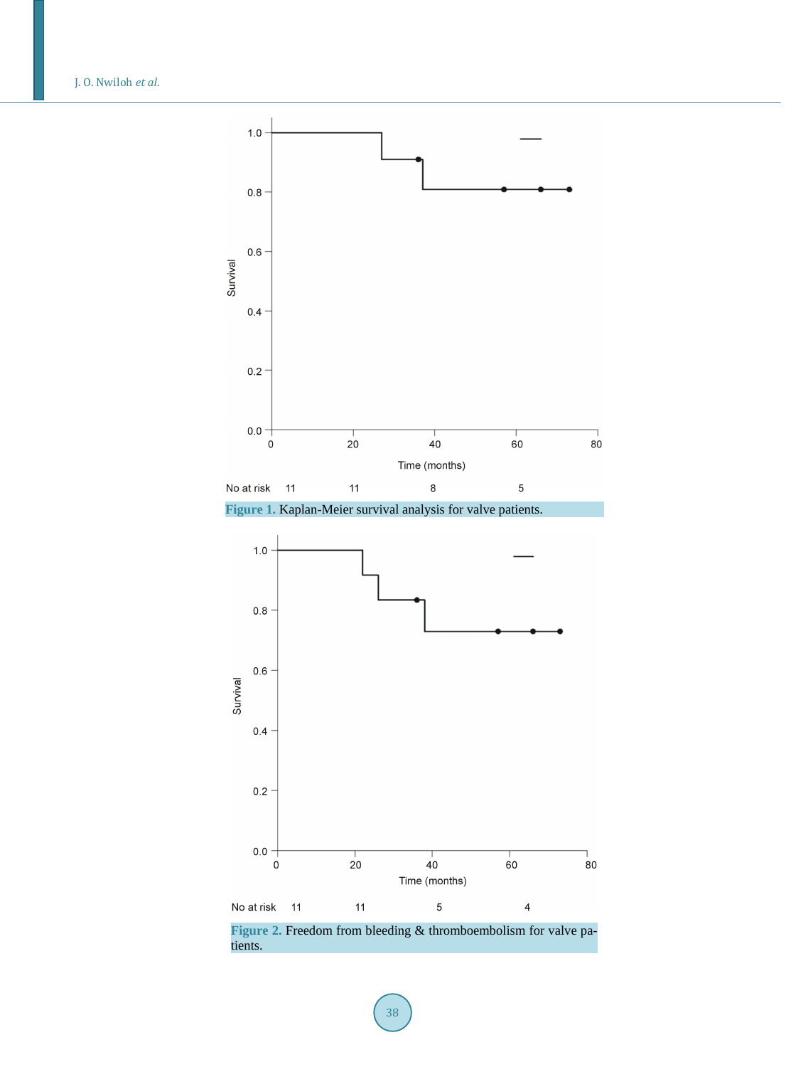No at risk 11 11 8 5

Figure 1. Kaplan-Meier survival analysis for valve patients.

No at risk 11 11 5 4

Figure 2. Freedom from bleeding & thromboembolism for valve patients.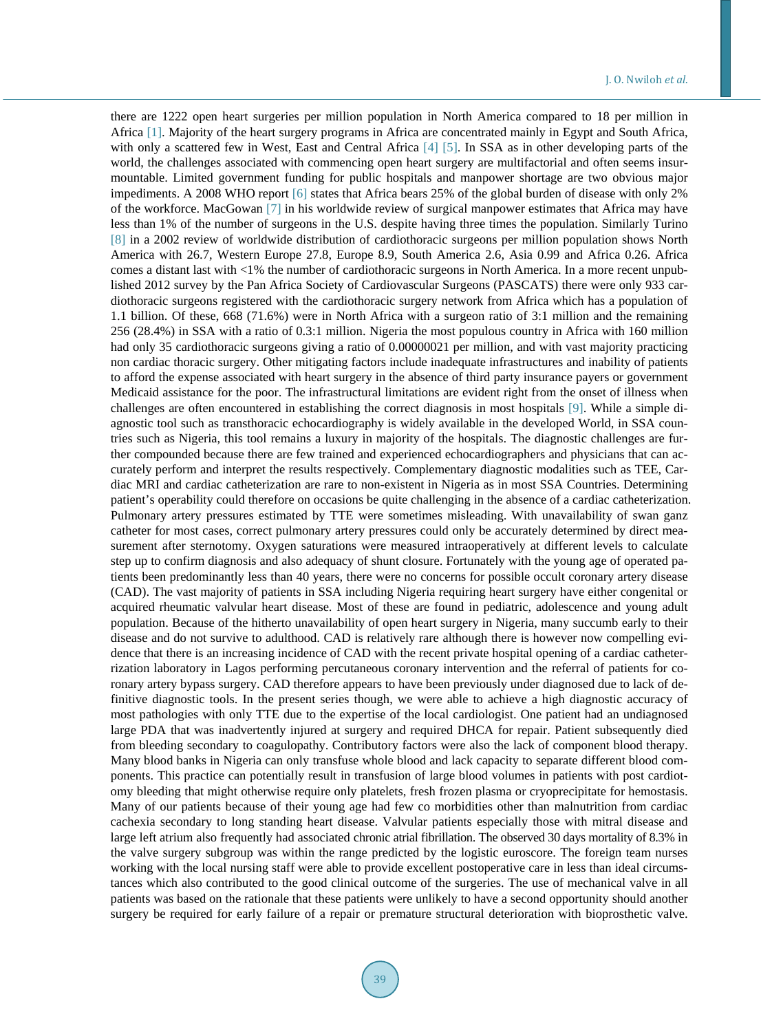there are 1222 open heart surgeries per million population in North America compared to 18 per million in Africa [1]. Majority of the heart surgery programs in Africa are concentrated mainly in Egypt and South Africa, with only a scattered few in West, East and Central Africa [4] [5]. In SSA as in other developing parts of the world, the challenges associated with commencing open heart surgery are multifactorial and often seems insurmountable. Limited government funding for public hospitals and manpower shortage are two obvious major impediments. A 2008 WHO report [6] states that Africa bears 25% of the global burden of disease with only 2% of the workforce. MacGowan [7] in his worldwide review of surgical manpower estimates that Africa may have less than 1% of the number of surgeons in the U.S. despite having three times the population. Similarly Turino [8] in a 2002 review of worldwide distribution of cardiothoracic surgeons per million population shows North America with 26.7, Western Europe 27.8, Europe 8.9, South America 2.6, Asia 0.99 and Africa 0.26. Africa comes a distant last with <1% the number of cardiothoracic surgeons in North America. In a more recent unpublished 2012 survey by the Pan Africa Society of Cardiovascular Surgeons (PASCATS) there were only 933 cardiothoracic surgeons registered with the cardiothoracic surgery network from Africa which has a population of 1.1 billion. Of these, 668 (71.6%) were in North Africa with a surgeon ratio of 3:1 million and the remaining 256 (28.4%) in SSA with a ratio of 0.3:1 million. Nigeria the most populous country in Africa with 160 million had only 35 cardiothoracic surgeons giving a ratio of 0.00000021 per million, and with vast majority practicing non cardiac thoracic surgery. Other mitigating factors include inadequate infrastructures and inability of patients to afford the expense associated with heart surgery in the absence of third party insurance payers or government Medicaid assistance for the poor. The infrastructural limitations are evident right from the onset of illness when challenges are often encountered in establishing the correct diagnosis in most hospitals [9]. While a simple diagnostic tool such as transthoracic echocardiography is widely available in the developed World, in SSA countries such as Nigeria, this tool remains a luxury in majority of the hospitals. The diagnostic challenges are further compounded because there are few trained and experienced echocardiographers and physicians that can accurately perform and interpret the results respectively. Complementary diagnostic modalities such as TEE, Cardiac MRI and cardiac catheterization are rare to non-existent in Nigeria as in most SSA Countries. Determining patient's operability could therefore on occasions be quite challenging in the absence of a cardiac catheterization. Pulmonary artery pressures estimated by TTE were sometimes misleading. With unavailability of swan ganz catheter for most cases, correct pulmonary artery pressures could only be accurately determined by direct measurement after sternotomy. Oxygen saturations were measured intraoperatively at different levels to calculate step up to confirm diagnosis and also adequacy of shunt closure. Fortunately with the young age of operated patients been predominantly less than 40 years, there were no concerns for possible occult coronary artery disease (CAD). The vast majority of patients in SSA including Nigeria requiring heart surgery have either congenital or acquired rheumatic valvular heart disease. Most of these are found in pediatric, adolescence and young adult population. Because of the hitherto unavailability of open heart surgery in Nigeria, many succumb early to their disease and do not survive to adulthood. CAD is relatively rare although there is however now compelling evidence that there is an increasing incidence of CAD with the recent private hospital opening of a cardiac catheterization laboratory in Lagos performing percutaneous coronary intervention and the referral of patients for coronary artery bypass surgery. CAD therefore appears to have been previously under diagnosed due to lack of definitive diagnostic tools. In the present series though, we were able to achieve a high diagnostic accuracy of most pathologies with only TTE due to the expertise of the local cardiologist. One patient had an undiagnosed large PDA that was inadvertently injured at surgery and required DHCA for repair. Patient subsequently died from bleeding secondary to coagulopathy. Contributory factors were also the lack of component blood therapy. Many blood banks in Nigeria can only transfuse whole blood and lack capacity to separate different blood components. This practice can potentially result in transfusion of large blood volumes in patients with post cardiotomy bleeding that might otherwise require only platelets, fresh frozen plasma or cryoprecipitate for hemostasis. Many of our patients because of their young age had few co morbidities other than malnutrition from cardiac cachexia secondary to long standing heart disease. Valvular patients especially those with mitral disease and large left atrium also frequently had associated chronic atrial fibrillation. The observed 30 days mortality of 8.3% in the valve surgery subgroup was within the range predicted by the logistic euroscore. The foreign team nurses working with the local nursing staff were able to provide excellent postoperative care in less than ideal circumstances which also contributed to the good clinical outcome of the surgeries. The use of mechanical valve in all patients was based on the rationale that these patients were unlikely to have a second opportunity should another surgery be required for early failure of a repair or premature structural deterioration with bioprosthetic valve.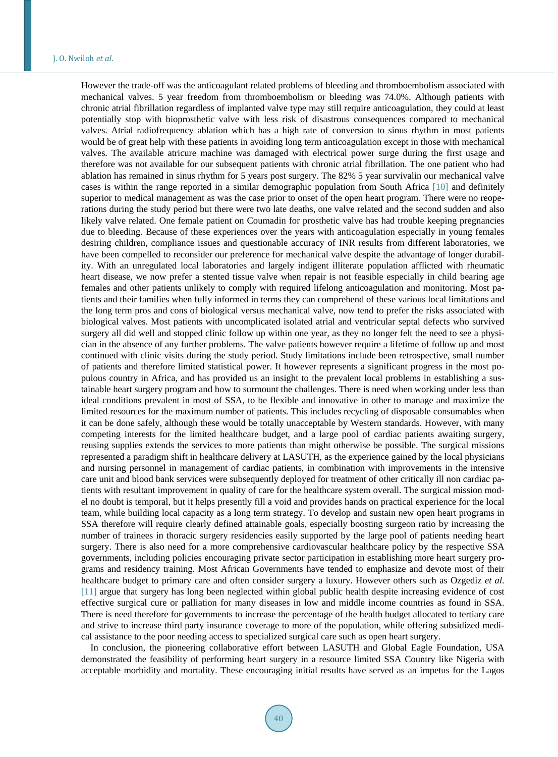However the trade-off was the anticoagulant related problems of bleeding and thromboembolism associated with mechanical valves. 5 year freedom from thromboembolism or bleeding was 74.0%. Although patients with chronic atrial fibrillation regardless of implanted valve type may still require anticoagulation, they could at least potentially stop with bioprosthetic valve with less risk of disastrous consequences compared to mechanical valves. Atrial radiofrequency ablation which has a high rate of conversion to sinus rhythm in most patients would be of great help with these patients in avoiding long term anticoagulation except in those with mechanical valves. The available atricure machine was damaged with electrical power surge during the first usage and therefore was not available for our subsequent patients with chronic atrial fibrillation. The one patient who had ablation has remained in sinus rhythm for 5 years post surgery. The 82% 5 year survivalin our mechanical valve cases is within the range reported in a similar demographic population from South Africa [10] and definitely superior to medical management as was the case prior to onset of the open heart program. There were no reoperations during the study period but there were two late deaths, one valve related and the second sudden and also likely valve related. One female patient on Coumadin for prosthetic valve has had trouble keeping pregnancies due to bleeding. Because of these experiences over the years with anticoagulation especially in young females desiring children, compliance issues and questionable accuracy of INR results from different laboratories, we have been compelled to reconsider our preference for mechanical valve despite the advantage of longer durability. With an unregulated local laboratories and largely indigent illiterate population afflicted with rheumatic heart disease, we now prefer a stented tissue valve when repair is not feasible especially in child bearing age females and other patients unlikely to comply with required lifelong anticoagulation and monitoring. Most patients and their families when fully informed in terms they can comprehend of these various local limitations and the long term pros and cons of biological versus mechanical valve, now tend to prefer the risks associated with biological valves. Most patients with uncomplicated isolated atrial and ventricular septal defects who survived surgery all did well and stopped clinic follow up within one year, as they no longer felt the need to see a physician in the absence of any further problems. The valve patients however require a lifetime of follow up and most continued with clinic visits during the study period. Study limitations include been retrospective, small number of patients and therefore limited statistical power. It however represents a significant progress in the most populous country in Africa, and has provided us an insight to the prevalent local problems in establishing a sustainable heart surgery program and how to surmount the challenges. There is need when working under less than ideal conditions prevalent in most of SSA, to be flexible and innovative in other to manage and maximize the limited resources for the maximum number of patients. This includes recycling of disposable consumables when it can be done safely, although these would be totally unacceptable by Western standards. However, with many competing interests for the limited healthcare budget, and a large pool of cardiac patients awaiting surgery, reusing supplies extends the services to more patients than might otherwise be possible. The surgical missions represented a paradigm shift in healthcare delivery at LASUTH, as the experience gained by the local physicians and nursing personnel in management of cardiac patients, in combination with improvements in the intensive care unit and blood bank services were subsequently deployed for treatment of other critically ill non cardiac patients with resultant improvement in quality of care for the healthcare system overall. The surgical mission model no doubt is temporal, but it helps presently fill a void and provides hands on practical experience for the local team, while building local capacity as a long term strategy. To develop and sustain new open heart programs in SSA therefore will require clearly defined attainable goals, especially boosting surgeon ratio by increasing the number of trainees in thoracic surgery residencies easily supported by the large pool of patients needing heart surgery. There is also need for a more comprehensive cardiovascular healthcare policy by the respective SSA governments, including policies encouraging private sector participation in establishing more heart surgery programs and residency training. Most African Governments have tended to emphasize and devote most of their healthcare budget to primary care and often consider surgery a luxury. However others such as Ozgediz *et al.* [11] argue that surgery has long been neglected within global public health despite increasing evidence of cost effective surgical cure or palliation for many diseases in low and middle income countries as found in SSA. There is need therefore for governments to increase the percentage of the health budget allocated to tertiary care and strive to increase third party insurance coverage to more of the population, while offering subsidized medical assistance to the poor needing access to specialized surgical care such as open heart surgery.

In conclusion, the pioneering collaborative effort between LASUTH and Global Eagle Foundation, USA demonstrated the feasibility of performing heart surgery in a resource limited SSA Country like Nigeria with acceptable morbidity and mortality. These encouraging initial results have served as an impetus for the Lagos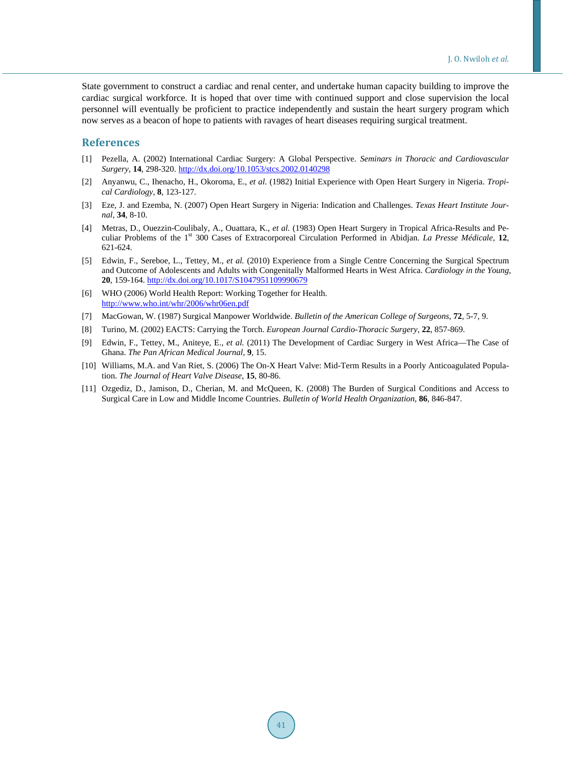State government to construct a cardiac and renal center, and undertake human capacity building to improve the cardiac surgical workforce. It is hoped that over time with continued support and close supervision the local personnel will eventually be proficient to practice independently and sustain the heart surgery program which now serves as a beacon of hope to patients with ravages of heart diseases requiring surgical treatment.

## References

[1] Pezella, A. (2002) International Cardiac Surgery: A Global Perspective. *Seminars in Thoracic and Cardiovascular Surgery*, **14**, 298-320. http://dx.doi.org/10.1053/stcs.2002.0140298

[2] Anyanwu, C., Ihenacho, H., Okoroma, E., *et al.* (1982) Initial Experience with Open Heart Surgery in Nigeria. *Tropical Cardiology*, **8**, 123-127.

[3] Eze, J. and Ezemba, N. (2007) Open Heart Surgery in Nigeria: Indication and Challenges. *Texas Heart Institute Journal*, **34**, 8-10.

[4] Metras, D., Ouezzin-Coulibaly, A., Ouattara, K., *et al.* (1983) Open Heart Surgery in Tropical Africa-Results and Peculiar Problems of the 1st 300 Cases of Extracorporeal Circulation Performed in Abidjan. *La Presse Médicale*, **12**, 621-624.

[5] Edwin, F., Sereboe, L., Tettey, M., *et al.* (2010) Experience from a Single Centre Concerning the Surgical Spectrum and Outcome of Adolescents and Adults with Congenitally Malformed Hearts in West Africa. *Cardiology in the Young*, **20**, 159-164. http://dx.doi.org/10.1017/S1047951109990679

[6] WHO (2006) World Health Report: Working Together for Health. http://www.who.int/whr/2006/whr06en.pdf

[7] MacGowan, W. (1987) Surgical Manpower Worldwide. *Bulletin of the American College of Surgeons*, **72**, 5-7, 9.

[8] Turino, M. (2002) EACTS: Carrying the Torch. *European Journal Cardio-Thoracic Surgery*, **22**, 857-869.

[9] Edwin, F., Tettey, M., Aniteye, E., *et al.* (2011) The Development of Cardiac Surgery in West Africa—The Case of Ghana. *The Pan African Medical Journal*, **9**, 15.

[10] Williams, M.A. and Van Riet, S. (2006) The On-X Heart Valve: Mid-Term Results in a Poorly Anticoagulated Population. *The Journal of Heart Valve Disease*, **15**, 80-86.

[11] Ozgediz, D., Jamison, D., Cherian, M. and McQueen, K. (2008) The Burden of Surgical Conditions and Access to Surgical Care in Low and Middle Income Countries. *Bulletin of World Health Organization*, **86**, 846-847.